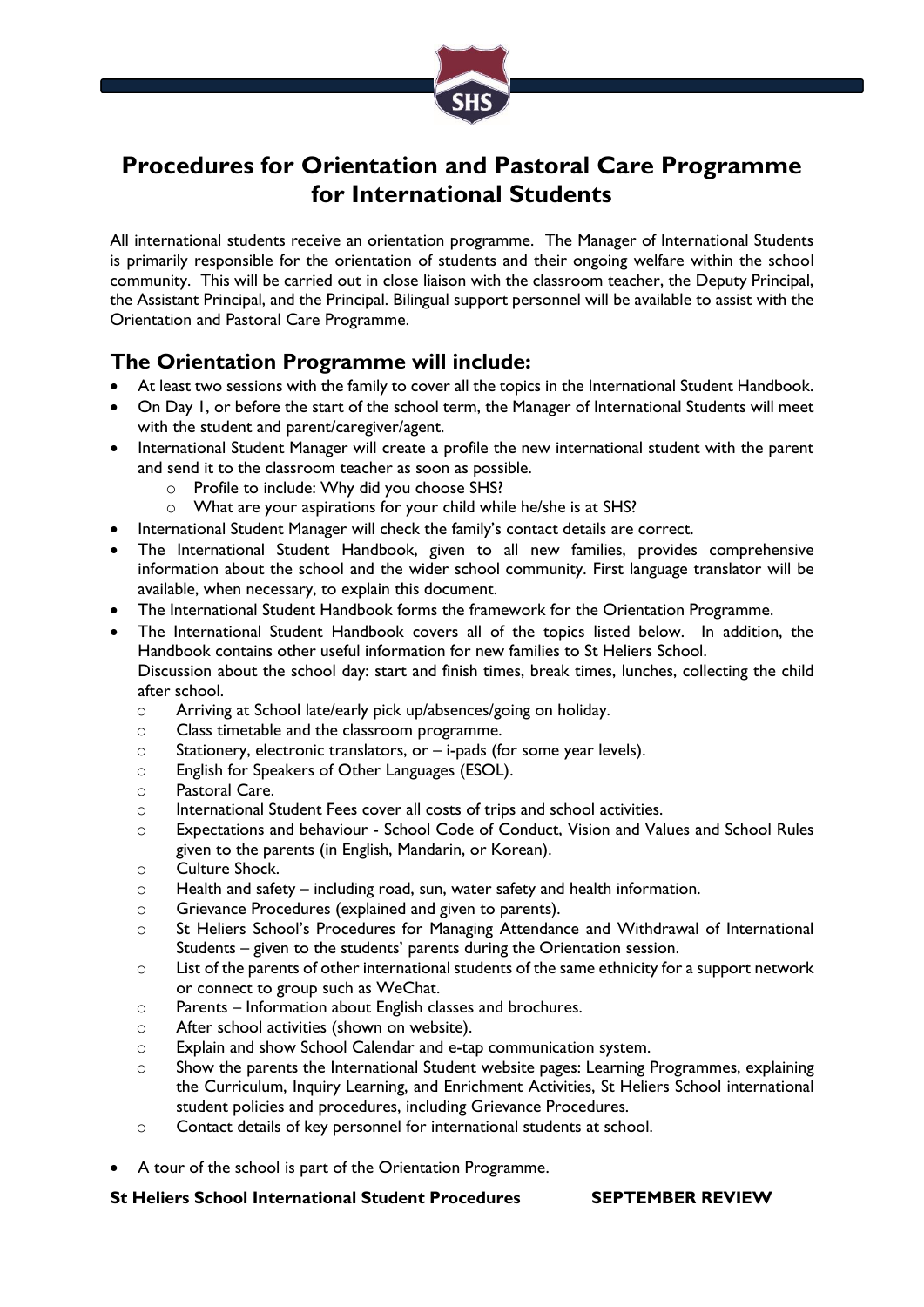# Procedures for Orientation and Pastoral Care Programme for International Students

All international students receive an orientation programme. The Manager of International Students is primarily responsible for the orientation of students and their ongoing welfare within the school community. This will be carried out in close liaison with the classroom teacher, the Deputy Principal, the Assistant Principal, and the Principal. Bilingual support personnel will be available to assist with the Orientation and Pastoral Care Programme.

## The Orientation Programme will include:

- At least two sessions with the family to cover all the topics in the International Student Handbook.
- On Day 1, or before the start of the school term, the Manager of International Students will meet with the student and parent/caregiver/agent.
- International Student Manager will create a profile the new international student with the parent and send it to the classroom teacher as soon as possible.
  - Profile to include: Why did you choose SHS?
  - What are your aspirations for your child while he/she is at SHS?
- International Student Manager will check the family's contact details are correct.
- The International Student Handbook, given to all new families, provides comprehensive information about the school and the wider school community. First language translator will be available, when necessary, to explain this document.
- The International Student Handbook forms the framework for the Orientation Programme.
- The International Student Handbook covers all of the topics listed below. In addition, the Handbook contains other useful information for new families to St Heliers School.
  Discussion about the school day: start and finish times, break times, lunches, collecting the child after school.
  - Arriving at School late/early pick up/absences/going on holiday.
  - Class timetable and the classroom programme.
  - Stationery, electronic translators, or – i-pads (for some year levels).
  - English for Speakers of Other Languages (ESOL).
  - Pastoral Care.
  - International Student Fees cover all costs of trips and school activities.
  - Expectations and behaviour - School Code of Conduct, Vision and Values and School Rules given to the parents (in English, Mandarin, or Korean).
  - Culture Shock.
  - Health and safety – including road, sun, water safety and health information.
  - Grievance Procedures (explained and given to parents).
  - St Heliers School's Procedures for Managing Attendance and Withdrawal of International Students – given to the students' parents during the Orientation session.
  - List of the parents of other international students of the same ethnicity for a support network or connect to group such as WeChat.
  - Parents – Information about English classes and brochures.
  - After school activities (shown on website).
  - Explain and show School Calendar and e-tap communication system.
  - Show the parents the International Student website pages: Learning Programmes, explaining the Curriculum, Inquiry Learning, and Enrichment Activities, St Heliers School international student policies and procedures, including Grievance Procedures.
  - Contact details of key personnel for international students at school.

- A tour of the school is part of the Orientation Programme.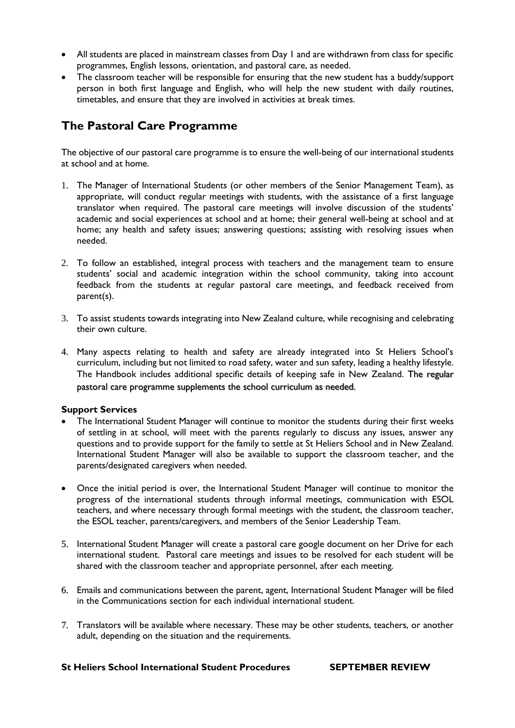- All students are placed in mainstream classes from Day 1 and are withdrawn from class for specific programmes, English lessons, orientation, and pastoral care, as needed.
- The classroom teacher will be responsible for ensuring that the new student has a buddy/support person in both first language and English, who will help the new student with daily routines, timetables, and ensure that they are involved in activities at break times.

## The Pastoral Care Programme

The objective of our pastoral care programme is to ensure the well-being of our international students at school and at home.

1. The Manager of International Students (or other members of the Senior Management Team), as appropriate, will conduct regular meetings with students, with the assistance of a first language translator when required. The pastoral care meetings will involve discussion of the students' academic and social experiences at school and at home; their general well-being at school and at home; any health and safety issues; answering questions; assisting with resolving issues when needed.

2. To follow an established, integral process with teachers and the management team to ensure students' social and academic integration within the school community, taking into account feedback from the students at regular pastoral care meetings, and feedback received from parent(s).

3. To assist students towards integrating into New Zealand culture, while recognising and celebrating their own culture.

4. Many aspects relating to health and safety are already integrated into St Heliers School's curriculum, including but not limited to road safety, water and sun safety, leading a healthy lifestyle. The Handbook includes additional specific details of keeping safe in New Zealand. The regular pastoral care programme supplements the school curriculum as needed.

**Support Services**

- The International Student Manager will continue to monitor the students during their first weeks of settling in at school, will meet with the parents regularly to discuss any issues, answer any questions and to provide support for the family to settle at St Heliers School and in New Zealand. International Student Manager will also be available to support the classroom teacher, and the parents/designated caregivers when needed.

- Once the initial period is over, the International Student Manager will continue to monitor the progress of the international students through informal meetings, communication with ESOL teachers, and where necessary through formal meetings with the student, the classroom teacher, the ESOL teacher, parents/caregivers, and members of the Senior Leadership Team.

5. International Student Manager will create a pastoral care google document on her Drive for each international student. Pastoral care meetings and issues to be resolved for each student will be shared with the classroom teacher and appropriate personnel, after each meeting.

6. Emails and communications between the parent, agent, International Student Manager will be filed in the Communications section for each individual international student.

7. Translators will be available where necessary. These may be other students, teachers, or another adult, depending on the situation and the requirements.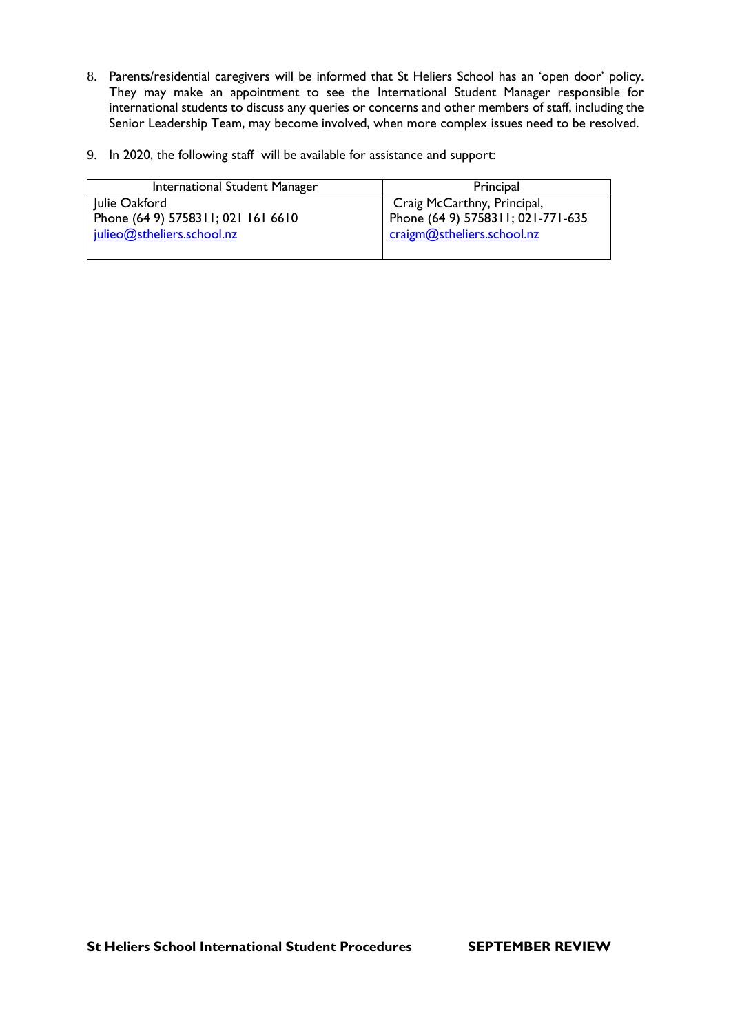8. Parents/residential caregivers will be informed that St Heliers School has an 'open door' policy. They may make an appointment to see the International Student Manager responsible for international students to discuss any queries or concerns and other members of staff, including the Senior Leadership Team, may become involved, when more complex issues need to be resolved.

9. In 2020, the following staff will be available for assistance and support:

| International Student Manager | Principal |
| --- | --- |
| Julie Oakford<br>Phone (64 9) 5758311; 021 161 6610<br>julieo@stheliers.school.nz | Craig McCarthny, Principal,<br>Phone (64 9) 5758311; 021-771-635<br>craigm@stheliers.school.nz |